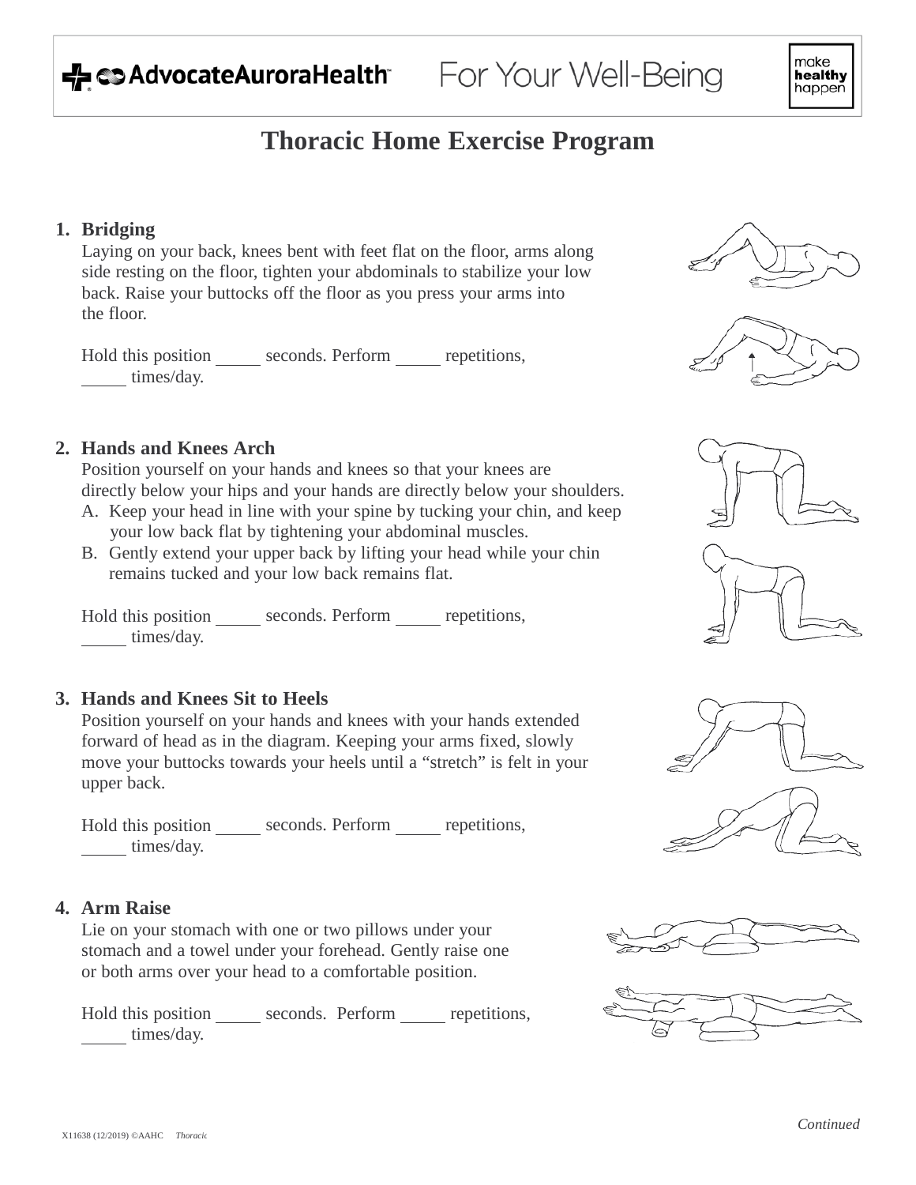For Your Well-Being

# Thoracic Home Exercise Program

1. **Bridging**

   Laying on your back, knees bent with feet flat on the floor, arms along side resting on the floor, tighten your abdominals to stabilize your low back. Raise your buttocks off the floor as you press your arms into the floor.

   Hold this position _____ seconds. Perform _____ repetitions, _____ times/day.

2. **Hands and Knees Arch**

   Position yourself on your hands and knees so that your knees are directly below your hips and your hands are directly below your shoulders.

   A. Keep your head in line with your spine by tucking your chin, and keep your low back flat by tightening your abdominal muscles.

   B. Gently extend your upper back by lifting your head while your chin remains tucked and your low back remains flat.

   Hold this position _____ seconds. Perform _____ repetitions, _____ times/day.

3. **Hands and Knees Sit to Heels**

   Position yourself on your hands and knees with your hands extended forward of head as in the diagram. Keeping your arms fixed, slowly move your buttocks towards your heels until a “stretch” is felt in your upper back.

   Hold this position _____ seconds. Perform _____ repetitions, _____ times/day.

4. **Arm Raise**

   Lie on your stomach with one or two pillows under your stomach and a towel under your forehead. Gently raise one or both arms over your head to a comfortable position.

   Hold this position _____ seconds. Perform _____ repetitions, _____ times/day.

*Continued*

X11638 (12/2019) ©AAHC *Thoracic*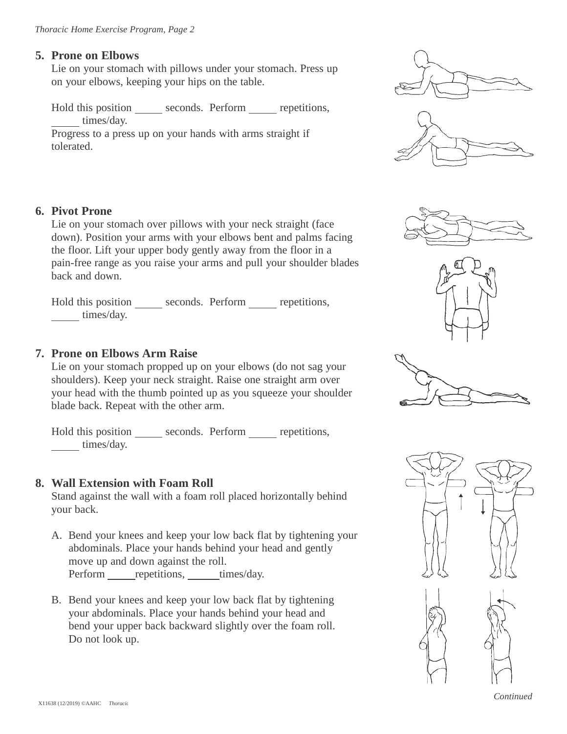5. **Prone on Elbows**
   Lie on your stomach with pillows under your stomach. Press up on your elbows, keeping your hips on the table.

   Hold this position _____ seconds. Perform _____ repetitions, _____ times/day.
   Progress to a press up on your hands with arms straight if tolerated.

6. **Pivot Prone**
   Lie on your stomach over pillows with your neck straight (face down). Position your arms with your elbows bent and palms facing the floor. Lift your upper body gently away from the floor in a pain-free range as you raise your arms and pull your shoulder blades back and down.

   Hold this position _____ seconds. Perform _____ repetitions, _____ times/day.

7. **Prone on Elbows Arm Raise**
   Lie on your stomach propped up on your elbows (do not sag your shoulders). Keep your neck straight. Raise one straight arm over your head with the thumb pointed up as you squeeze your shoulder blade back. Repeat with the other arm.

   Hold this position _____ seconds. Perform _____ repetitions, _____ times/day.

8. **Wall Extension with Foam Roll**
   Stand against the wall with a foam roll placed horizontally behind your back.

   A. Bend your knees and keep your low back flat by tightening your abdominals. Place your hands behind your head and gently move up and down against the roll.
      Perform _____repetitions, ______times/day.

   B. Bend your knees and keep your low back flat by tightening your abdominals. Place your hands behind your head and bend your upper back backward slightly over the foam roll. Do not look up.

*Continued*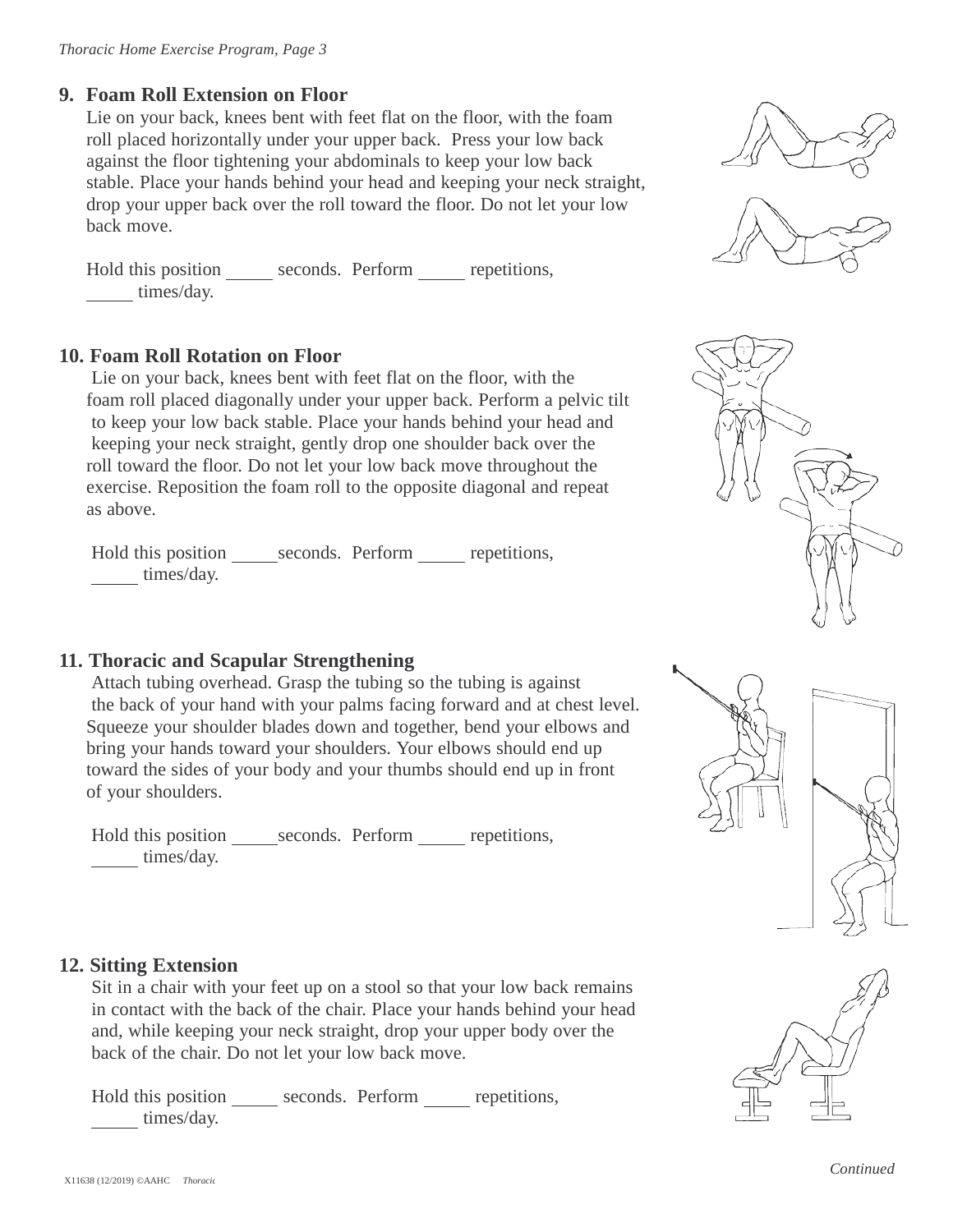## 9. Foam Roll Extension on Floor

Lie on your back, knees bent with feet flat on the floor, with the foam roll placed horizontally under your upper back. Press your low back against the floor tightening your abdominals to keep your low back stable. Place your hands behind your head and keeping your neck straight, drop your upper back over the roll toward the floor. Do not let your low back move.

Hold this position _____ seconds. Perform _____ repetitions, _____ times/day.

## 10. Foam Roll Rotation on Floor

Lie on your back, knees bent with feet flat on the floor, with the foam roll placed diagonally under your upper back. Perform a pelvic tilt to keep your low back stable. Place your hands behind your head and keeping your neck straight, gently drop one shoulder back over the roll toward the floor. Do not let your low back move throughout the exercise. Reposition the foam roll to the opposite diagonal and repeat as above.

Hold this position _____ seconds. Perform _____ repetitions, _____ times/day.

## 11. Thoracic and Scapular Strengthening

Attach tubing overhead. Grasp the tubing so the tubing is against the back of your hand with your palms facing forward and at chest level. Squeeze your shoulder blades down and together, bend your elbows and bring your hands toward your shoulders. Your elbows should end up toward the sides of your body and your thumbs should end up in front of your shoulders.

Hold this position _____ seconds. Perform _____ repetitions, _____ times/day.

## 12. Sitting Extension

Sit in a chair with your feet up on a stool so that your low back remains in contact with the back of the chair. Place your hands behind your head and, while keeping your neck straight, drop your upper body over the back of the chair. Do not let your low back move.

Hold this position _____ seconds. Perform _____ repetitions, _____ times/day.

*Continued*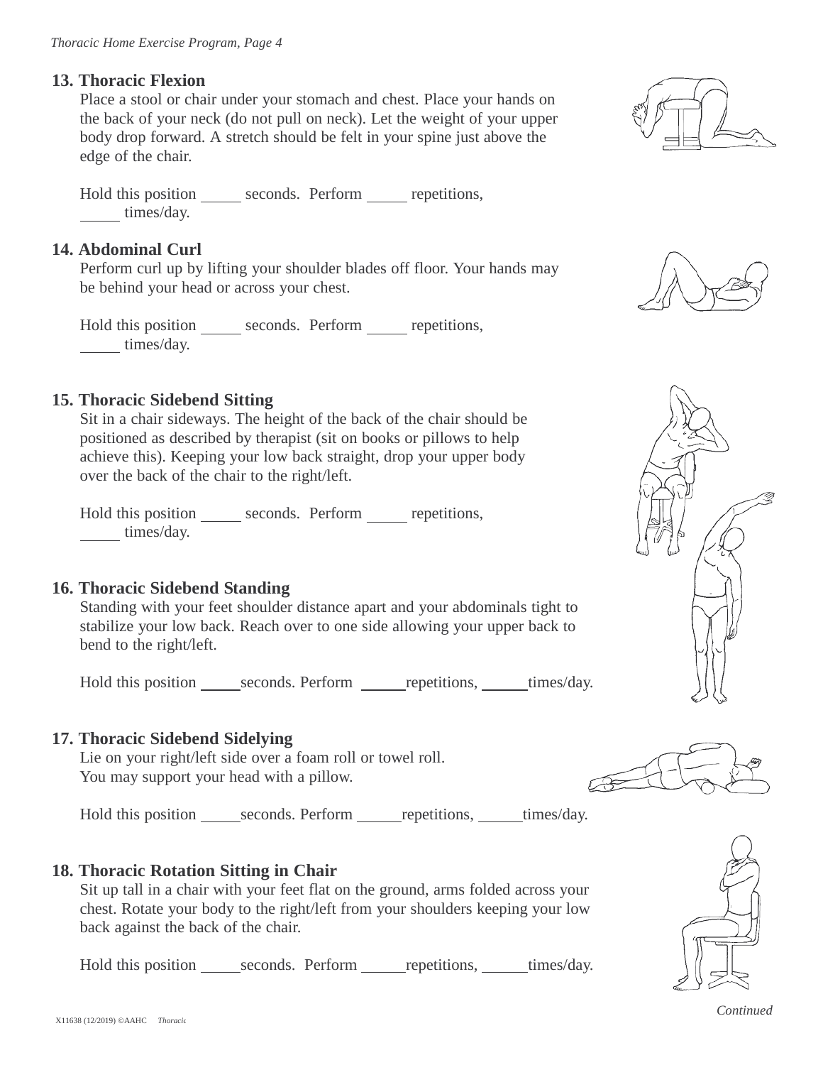### 13. Thoracic Flexion

Place a stool or chair under your stomach and chest. Place your hands on the back of your neck (do not pull on neck). Let the weight of your upper body drop forward. A stretch should be felt in your spine just above the edge of the chair.

Hold this position _____ seconds. Perform _____ repetitions, _____ times/day.

### 14. Abdominal Curl

Perform curl up by lifting your shoulder blades off floor. Your hands may be behind your head or across your chest.

Hold this position _____ seconds. Perform _____ repetitions, _____ times/day.

### 15. Thoracic Sidebend Sitting

Sit in a chair sideways. The height of the back of the chair should be positioned as described by therapist (sit on books or pillows to help achieve this). Keeping your low back straight, drop your upper body over the back of the chair to the right/left.

Hold this position _____ seconds. Perform _____ repetitions, _____ times/day.

### 16. Thoracic Sidebend Standing

Standing with your feet shoulder distance apart and your abdominals tight to stabilize your low back. Reach over to one side allowing your upper back to bend to the right/left.

Hold this position _____ seconds. Perform _____ repetitions, _____ times/day.

### 17. Thoracic Sidebend Sidelying

Lie on your right/left side over a foam roll or towel roll.
You may support your head with a pillow.

Hold this position _____ seconds. Perform _____ repetitions, _____ times/day.

### 18. Thoracic Rotation Sitting in Chair

Sit up tall in a chair with your feet flat on the ground, arms folded across your chest. Rotate your body to the right/left from your shoulders keeping your low back against the back of the chair.

Hold this position _____ seconds. Perform _____ repetitions, _____ times/day.

*Continued*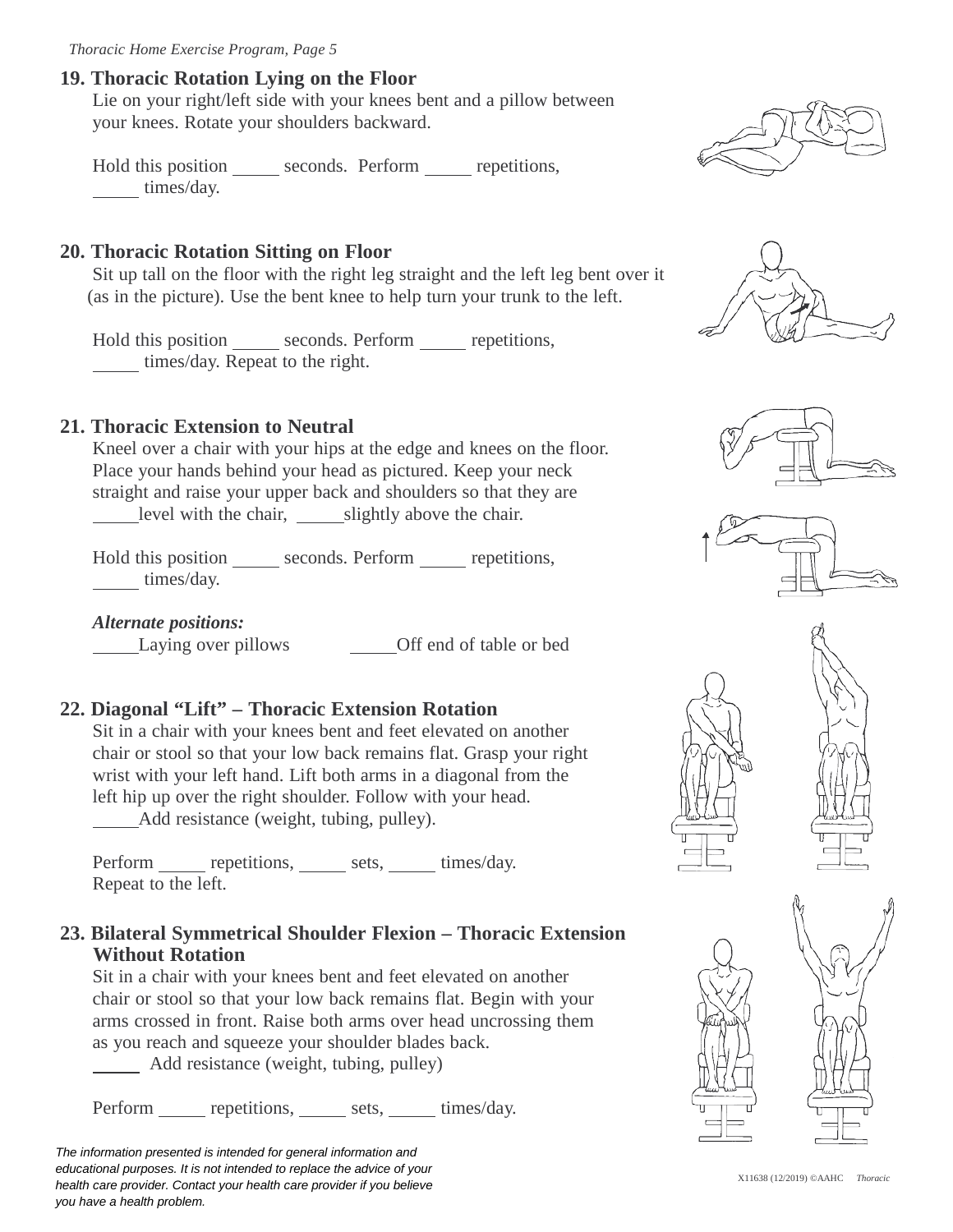## 19. Thoracic Rotation Lying on the Floor

Lie on your right/left side with your knees bent and a pillow between your knees. Rotate your shoulders backward.

Hold this position _____ seconds. Perform _____ repetitions, _____ times/day.

## 20. Thoracic Rotation Sitting on Floor

Sit up tall on the floor with the right leg straight and the left leg bent over it (as in the picture). Use the bent knee to help turn your trunk to the left.

Hold this position _____ seconds. Perform _____ repetitions, _____ times/day. Repeat to the right.

## 21. Thoracic Extension to Neutral

Kneel over a chair with your hips at the edge and knees on the floor. Place your hands behind your head as pictured. Keep your neck straight and raise your upper back and shoulders so that they are _____level with the chair, _____slightly above the chair.

Hold this position _____ seconds. Perform _____ repetitions, _____ times/day.

***Alternate positions:***

_____Laying over pillows _____Off end of table or bed

## 22. Diagonal "Lift" – Thoracic Extension Rotation

Sit in a chair with your knees bent and feet elevated on another chair or stool so that your low back remains flat. Grasp your right wrist with your left hand. Lift both arms in a diagonal from the left hip up over the right shoulder. Follow with your head.

_____Add resistance (weight, tubing, pulley).

Perform _____ repetitions, _____ sets, _____ times/day. Repeat to the left.

## 23. Bilateral Symmetrical Shoulder Flexion – Thoracic Extension Without Rotation

Sit in a chair with your knees bent and feet elevated on another chair or stool so that your low back remains flat. Begin with your arms crossed in front. Raise both arms over head uncrossing them as you reach and squeeze your shoulder blades back.

_____ Add resistance (weight, tubing, pulley)

Perform _____ repetitions, _____ sets, _____ times/day.

*The information presented is intended for general information and educational purposes. It is not intended to replace the advice of your health care provider. Contact your health care provider if you believe you have a health problem.*

X11638 (12/2019) ©AAHC *Thoracic*